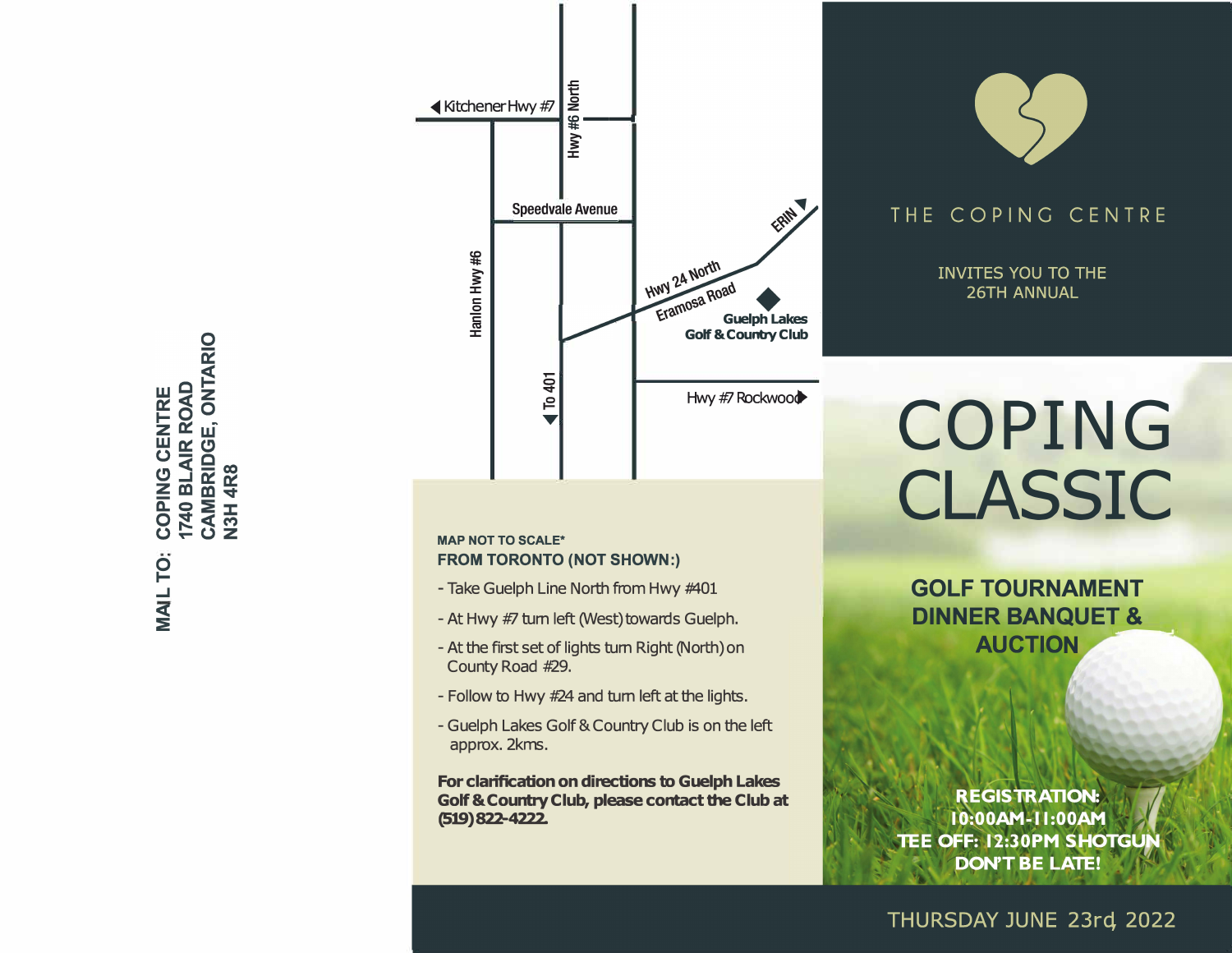MAIL TO: COPING CENTRE
1740 BLAIR ROAD
CAMBRIDGE, ONTARIO
N3H 4R8

Kitchener Hwy #7

Hwy #6 North

Speedvale Avenue

Hanlon Hwy #6

ERIN

Hwy 24 North

Eramosa Road

Guelph Lakes Golf & Country Club

To 401

Hwy #7 Rockwood

**MAP NOT TO SCALE***

**FROM TORONTO (NOT SHOWN:)**

- Take Guelph Line North from Hwy #401
- At Hwy #7 turn left (West) towards Guelph.
- At the first set of lights turn Right (North) on County Road #29.
- Follow to Hwy #24 and turn left at the lights.
- Guelph Lakes Golf & Country Club is on the left approx. 2kms.

**For clarification on directions to Guelph Lakes Golf & Country Club, please contact the Club at (519) 822-4222.**

THE COPING CENTRE

INVITES YOU TO THE 26TH ANNUAL

# COPING CLASSIC

## GOLF TOURNAMENT DINNER BANQUET & AUCTION

**REGISTRATION: 10:00AM-11:00AM**
**TEE OFF: 12:30PM SHOTGUN**
**DON'T BE LATE!**

THURSDAY JUNE 23rd 2022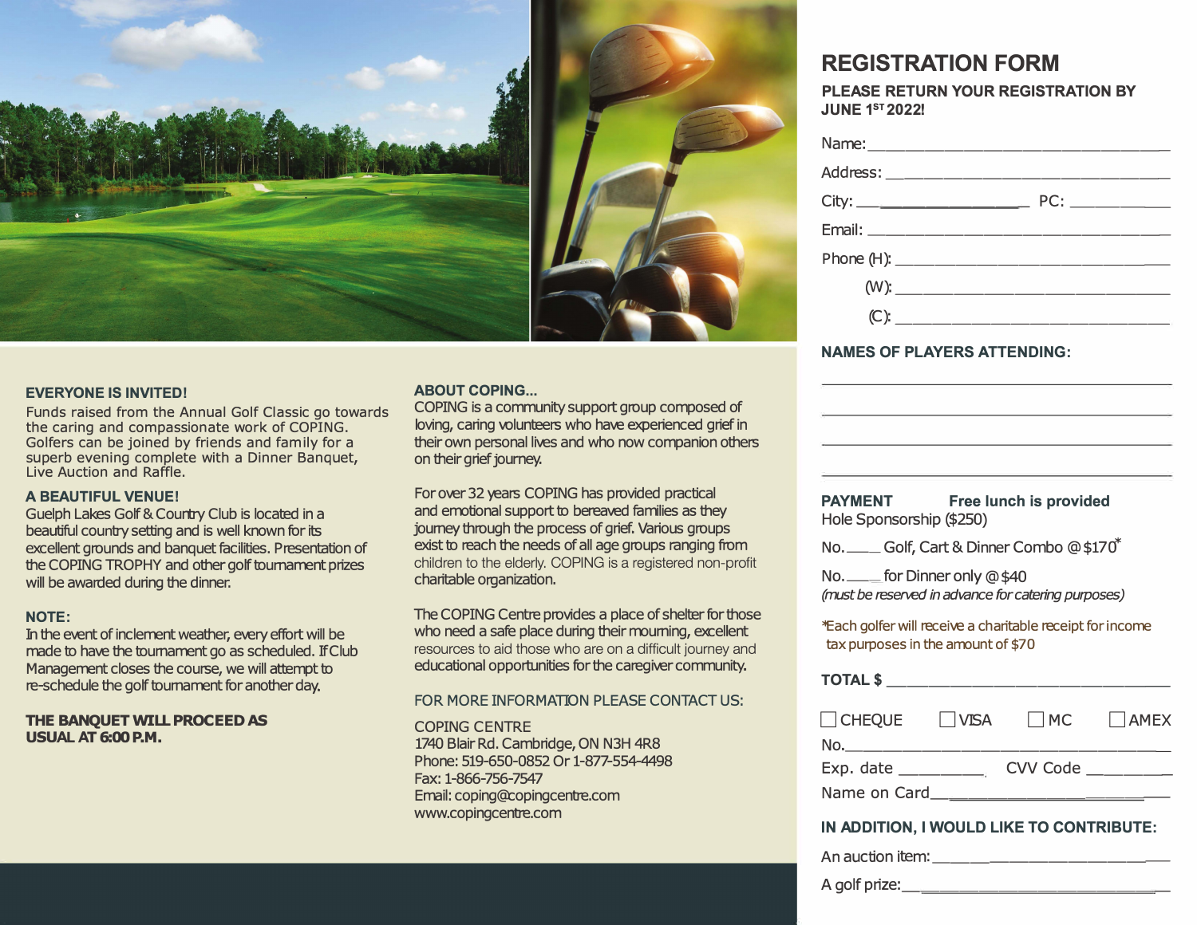### EVERYONE IS INVITED!

Funds raised from the Annual Golf Classic go towards the caring and compassionate work of COPING. Golfers can be joined by friends and family for a superb evening complete with a Dinner Banquet, Live Auction and Raffle.

### A BEAUTIFUL VENUE!

Guelph Lakes Golf & Country Club is located in a beautiful country setting and is well known for its excellent grounds and banquet facilities. Presentation of the COPING TROPHY and other golf tournament prizes will be awarded during the dinner.

### NOTE:

In the event of inclement weather, every effort will be made to have the tournament go as scheduled. If Club Management closes the course, we will attempt to re-schedule the golf tournament for another day.

**THE BANQUET WILL PROCEED AS USUAL AT 6:00 P.M.**

### ABOUT COPING...

COPING is a community support group composed of loving, caring volunteers who have experienced grief in their own personal lives and who now companion others on their grief journey.

For over 32 years COPING has provided practical and emotional support to bereaved families as they journey through the process of grief. Various groups exist to reach the needs of all age groups ranging from children to the elderly. COPING is a registered non-profit charitable organization.

The COPING Centre provides a place of shelter for those who need a safe place during their mourning, excellent resources to aid those who are on a difficult journey and educational opportunities for the caregiver community.

FOR MORE INFORMATION PLEASE CONTACT US:

COPING CENTRE
1740 Blair Rd. Cambridge, ON N3H 4R8
Phone: 519-650-0852 Or 1-877-554-4498
Fax: 1-866-756-7547
Email: coping@copingcentre.com
www.copingcentre.com

# REGISTRATION FORM

**PLEASE RETURN YOUR REGISTRATION BY JUNE 1ST 2022!**

Name: ____________________

Address: ____________________

City: ____________ PC: ________

Email: ____________________

Phone (H): ____________________

(W): ____________________

(C): ____________________

### NAMES OF PLAYERS ATTENDING:

____________________

____________________

____________________

____________________

**PAYMENT** **Free lunch is provided**

Hole Sponsorship ($250)

No. ____ Golf, Cart & Dinner Combo @ $170*

No. ____ for Dinner only @ $40
*(must be reserved in advance for catering purposes)*

*Each golfer will receive a charitable receipt for income tax purposes in the amount of $70

**TOTAL $** ____________________

☐ CHEQUE ☐ VISA ☐ MC ☐ AMEX

No. ____________________

Exp. date ________ CVV Code ________

Name on Card ____________________

### IN ADDITION, I WOULD LIKE TO CONTRIBUTE:

An auction item: ____________________

A golf prize: ____________________